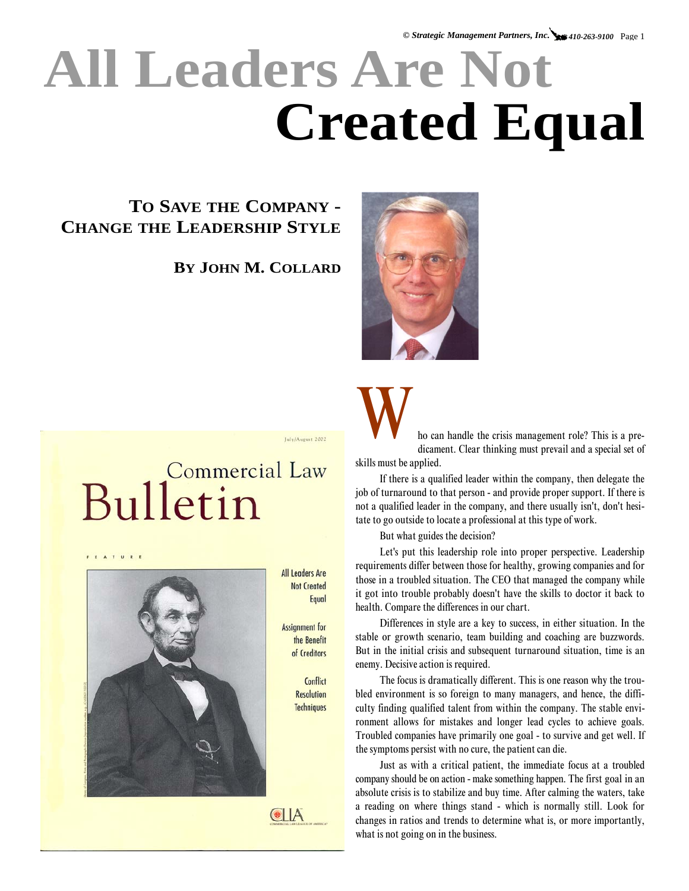# All Leaders Are Not Created Equal

## To Save the Company - Change the Leadership Style

**By John M. Collard**

Who can handle the crisis management role? This is a predicament. Clear thinking must prevail and a special set of skills must be applied.

If there is a qualified leader within the company, then delegate the job of turnaround to that person - and provide proper support. If there is not a qualified leader in the company, and there usually isn't, don't hesitate to go outside to locate a professional at this type of work.

But what guides the decision?

Let's put this leadership role into proper perspective. Leadership requirements differ between those for healthy, growing companies and for those in a troubled situation. The CEO that managed the company while it got into trouble probably doesn't have the skills to doctor it back to health. Compare the differences in our chart.

Differences in style are a key to success, in either situation. In the stable or growth scenario, team building and coaching are buzzwords. But in the initial crisis and subsequent turnaround situation, time is an enemy. Decisive action is required.

The focus is dramatically different. This is one reason why the troubled environment is so foreign to many managers, and hence, the difficulty finding qualified talent from within the company. The stable environment allows for mistakes and longer lead cycles to achieve goals. Troubled companies have primarily one goal - to survive and get well. If the symptoms persist with no cure, the patient can die.

Just as with a critical patient, the immediate focus at a troubled company should be on action - make something happen. The first goal in an absolute crisis is to stabilize and buy time. After calming the waters, take a reading on where things stand - which is normally still. Look for changes in ratios and trends to determine what is, or more importantly, what is not going on in the business.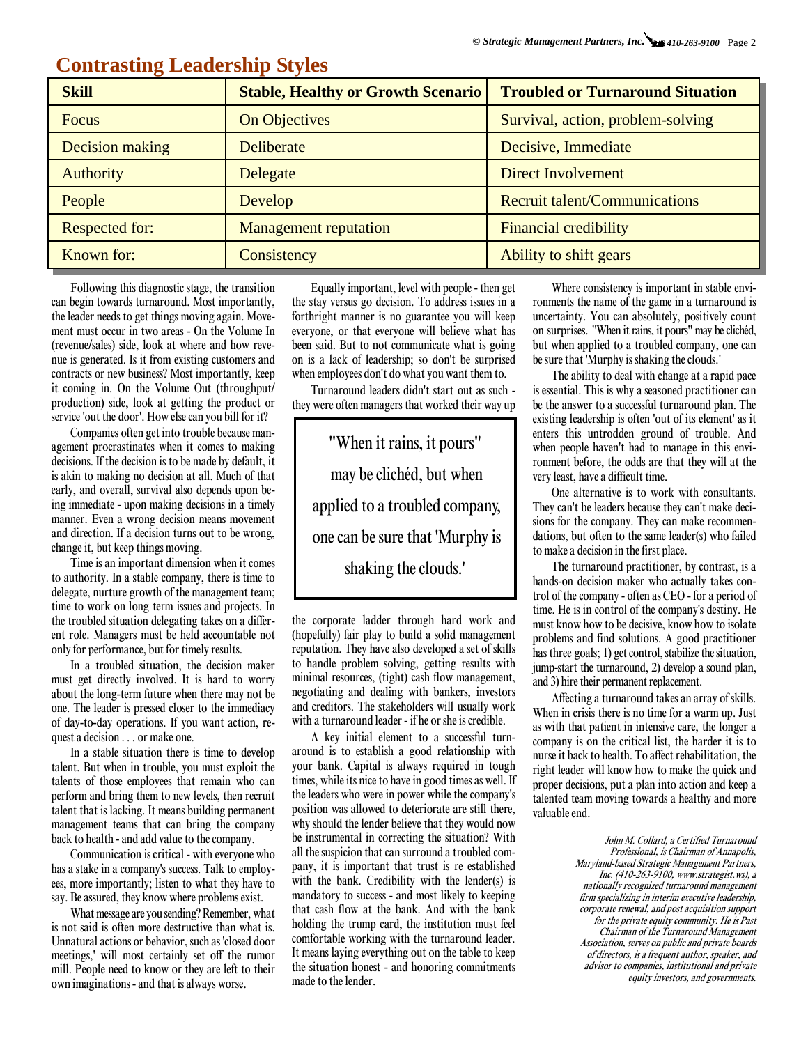## Contrasting Leadership Styles

| Skill | Stable, Healthy or Growth Scenario | Troubled or Turnaround Situation |
|---|---|---|
| Focus | On Objectives | Survival, action, problem-solving |
| Decision making | Deliberate | Decisive, Immediate |
| Authority | Delegate | Direct Involvement |
| People | Develop | Recruit talent/Communications |
| Respected for: | Management reputation | Financial credibility |
| Known for: | Consistency | Ability to shift gears |

Following this diagnostic stage, the transition can begin towards turnaround. Most importantly, the leader needs to get things moving again. Movement must occur in two areas - On the Volume In (revenue/sales) side, look at where and how revenue is generated. Is it from existing customers and contracts or new business? Most importantly, keep it coming in. On the Volume Out (throughput/ production) side, look at getting the product or service 'out the door'. How else can you bill for it?

Companies often get into trouble because management procrastinates when it comes to making decisions. If the decision is to be made by default, it is akin to making no decision at all. Much of that early, and overall, survival also depends upon being immediate - upon making decisions in a timely manner. Even a wrong decision means movement and direction. If a decision turns out to be wrong, change it, but keep things moving.

Time is an important dimension when it comes to authority. In a stable company, there is time to delegate, nurture growth of the management team; time to work on long term issues and projects. In the troubled situation delegating takes on a different role. Managers must be held accountable not only for performance, but for timely results.

In a troubled situation, the decision maker must get directly involved. It is hard to worry about the long-term future when there may not be one. The leader is pressed closer to the immediacy of day-to-day operations. If you want action, request a decision . . . or make one.

In a stable situation there is time to develop talent. But when in trouble, you must exploit the talents of those employees that remain who can perform and bring them to new levels, then recruit talent that is lacking. It means building permanent management teams that can bring the company back to health - and add value to the company.

Communication is critical - with everyone who has a stake in a company's success. Talk to employees, more importantly; listen to what they have to say. Be assured, they know where problems exist.

What message are you sending? Remember, what is not said is often more destructive than what is. Unnatural actions or behavior, such as 'closed door meetings,' will most certainly set off the rumor mill. People need to know or they are left to their own imaginations - and that is always worse.

Equally important, level with people - then get the stay versus go decision. To address issues in a forthright manner is no guarantee you will keep everyone, or that everyone will believe what has been said. But to not communicate what is going on is a lack of leadership; so don't be surprised when employees don't do what you want them to.

Turnaround leaders didn't start out as such - they were often managers that worked their way up the corporate ladder through hard work and (hopefully) fair play to build a solid management reputation. They have also developed a set of skills to handle problem solving, getting results with minimal resources, (tight) cash flow management, negotiating and dealing with bankers, investors and creditors. The stakeholders will usually work with a turnaround leader - if he or she is credible.

> "When it rains, it pours" may be clichéd, but when applied to a troubled company, one can be sure that 'Murphy is shaking the clouds.'

A key initial element to a successful turnaround is to establish a good relationship with your bank. Capital is always required in tough times, while its nice to have in good times as well. If the leaders who were in power while the company's position was allowed to deteriorate are still there, why should the lender believe that they would now be instrumental in correcting the situation? With all the suspicion that can surround a troubled company, it is important that trust is re established with the bank. Credibility with the lender(s) is mandatory to success - and most likely to keeping that cash flow at the bank. And with the bank holding the trump card, the institution must feel comfortable working with the turnaround leader. It means laying everything out on the table to keep the situation honest - and honoring commitments made to the lender.

Where consistency is important in stable environments the name of the game in a turnaround is uncertainty. You can absolutely, positively count on surprises. "When it rains, it pours" may be clichéd, but when applied to a troubled company, one can be sure that 'Murphy is shaking the clouds.'

The ability to deal with change at a rapid pace is essential. This is why a seasoned practitioner can be the answer to a successful turnaround plan. The existing leadership is often 'out of its element' as it enters this untrodden ground of trouble. And when people haven't had to manage in this environment before, the odds are that they will at the very least, have a difficult time.

One alternative is to work with consultants. They can't be leaders because they can't make decisions for the company. They can make recommendations, but often to the same leader(s) who failed to make a decision in the first place.

The turnaround practitioner, by contrast, is a hands-on decision maker who actually takes control of the company - often as CEO - for a period of time. He is in control of the company's destiny. He must know how to be decisive, know how to isolate problems and find solutions. A good practitioner has three goals; 1) get control, stabilize the situation, jump-start the turnaround, 2) develop a sound plan, and 3) hire their permanent replacement.

Affecting a turnaround takes an array of skills. When in crisis there is no time for a warm up. Just as with that patient in intensive care, the longer a company is on the critical list, the harder it is to nurse it back to health. To affect rehabilitation, the right leader will know how to make the quick and proper decisions, put a plan into action and keep a talented team moving towards a healthy and more valuable end.

*John M. Collard, a Certified Turnaround Professional, is Chairman of Annapolis, Maryland-based Strategic Management Partners, Inc. (410-263-9100, www.strategist.ws), a nationally recognized turnaround management firm specializing in interim executive leadership, corporate renewal, and post acquisition support for the private equity community. He is Past Chairman of the Turnaround Management Association, serves on public and private boards of directors, is a frequent author, speaker, and advisor to companies, institutional and private equity investors, and governments.*